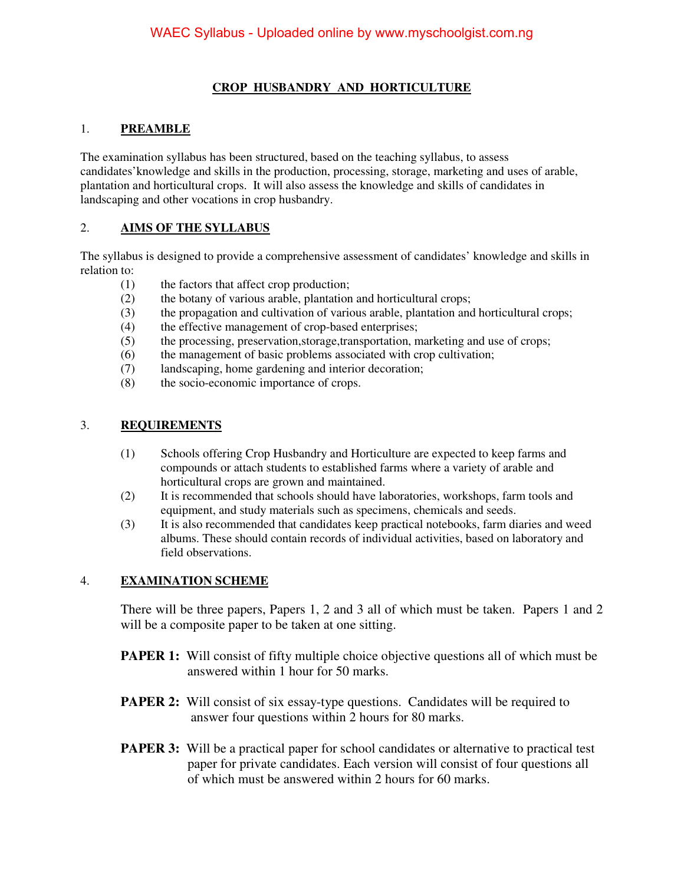# CROP HUSBANDRY AND HORTICULTURE

## 1. PREAMBLE

The examination syllabus has been structured, based on the teaching syllabus, to assess candidates'knowledge and skills in the production, processing, storage, marketing and uses of arable, plantation and horticultural crops. It will also assess the knowledge and skills of candidates in landscaping and other vocations in crop husbandry.

## 2. AIMS OF THE SYLLABUS

The syllabus is designed to provide a comprehensive assessment of candidates' knowledge and skills in relation to:

(1) the factors that affect crop production;
(2) the botany of various arable, plantation and horticultural crops;
(3) the propagation and cultivation of various arable, plantation and horticultural crops;
(4) the effective management of crop-based enterprises;
(5) the processing, preservation,storage,transportation, marketing and use of crops;
(6) the management of basic problems associated with crop cultivation;
(7) landscaping, home gardening and interior decoration;
(8) the socio-economic importance of crops.

## 3. REQUIREMENTS

(1) Schools offering Crop Husbandry and Horticulture are expected to keep farms and compounds or attach students to established farms where a variety of arable and horticultural crops are grown and maintained.
(2) It is recommended that schools should have laboratories, workshops, farm tools and equipment, and study materials such as specimens, chemicals and seeds.
(3) It is also recommended that candidates keep practical notebooks, farm diaries and weed albums. These should contain records of individual activities, based on laboratory and field observations.

## 4. EXAMINATION SCHEME

There will be three papers, Papers 1, 2 and 3 all of which must be taken. Papers 1 and 2 will be a composite paper to be taken at one sitting.

**PAPER 1:** Will consist of fifty multiple choice objective questions all of which must be answered within 1 hour for 50 marks.

**PAPER 2:** Will consist of six essay-type questions. Candidates will be required to answer four questions within 2 hours for 80 marks.

**PAPER 3:** Will be a practical paper for school candidates or alternative to practical test paper for private candidates. Each version will consist of four questions all of which must be answered within 2 hours for 60 marks.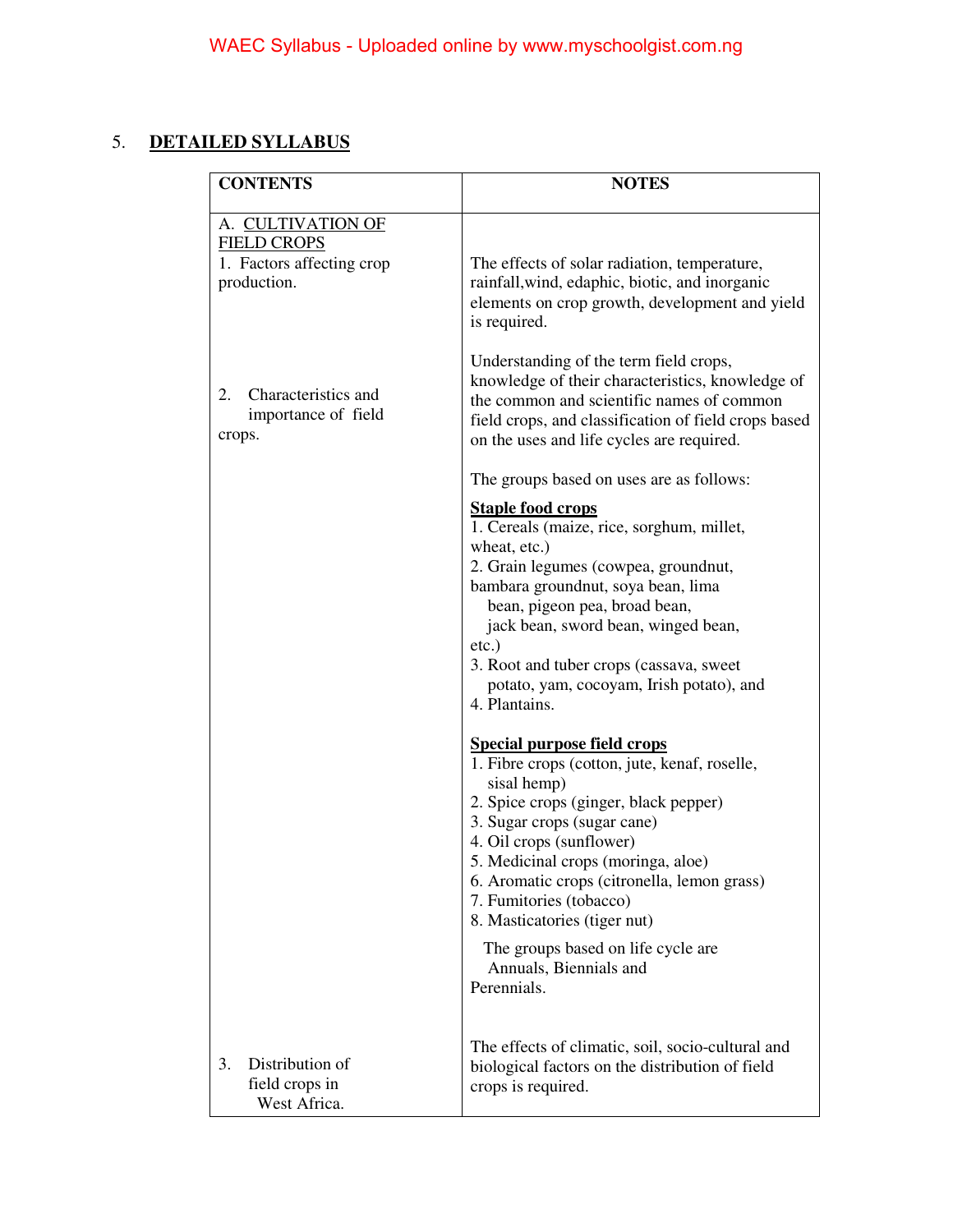## 5. DETAILED SYLLABUS

| CONTENTS | NOTES |
|---|---|
| A. CULTIVATION OF FIELD CROPS<br>1. Factors affecting crop production. | The effects of solar radiation, temperature, rainfall,wind, edaphic, biotic, and inorganic elements on crop growth, development and yield is required. |
| 2. Characteristics and importance of field crops. | Understanding of the term field crops, knowledge of their characteristics, knowledge of the common and scientific names of common field crops, and classification of field crops based on the uses and life cycles are required.<br><br>The groups based on uses are as follows:<br><br>**Staple food crops**<br>1. Cereals (maize, rice, sorghum, millet, wheat, etc.)<br>2. Grain legumes (cowpea, groundnut, bambara groundnut, soya bean, lima bean, pigeon pea, broad bean, jack bean, sword bean, winged bean, etc.)<br>3. Root and tuber crops (cassava, sweet potato, yam, cocoyam, Irish potato), and<br>4. Plantains.<br><br>**Special purpose field crops**<br>1. Fibre crops (cotton, jute, kenaf, roselle, sisal hemp)<br>2. Spice crops (ginger, black pepper)<br>3. Sugar crops (sugar cane)<br>4. Oil crops (sunflower)<br>5. Medicinal crops (moringa, aloe)<br>6. Aromatic crops (citronella, lemon grass)<br>7. Fumitories (tobacco)<br>8. Masticatories (tiger nut)<br><br>The groups based on life cycle are Annuals, Biennials and Perennials. |
| 3. Distribution of field crops in West Africa. | The effects of climatic, soil, socio-cultural and biological factors on the distribution of field crops is required. |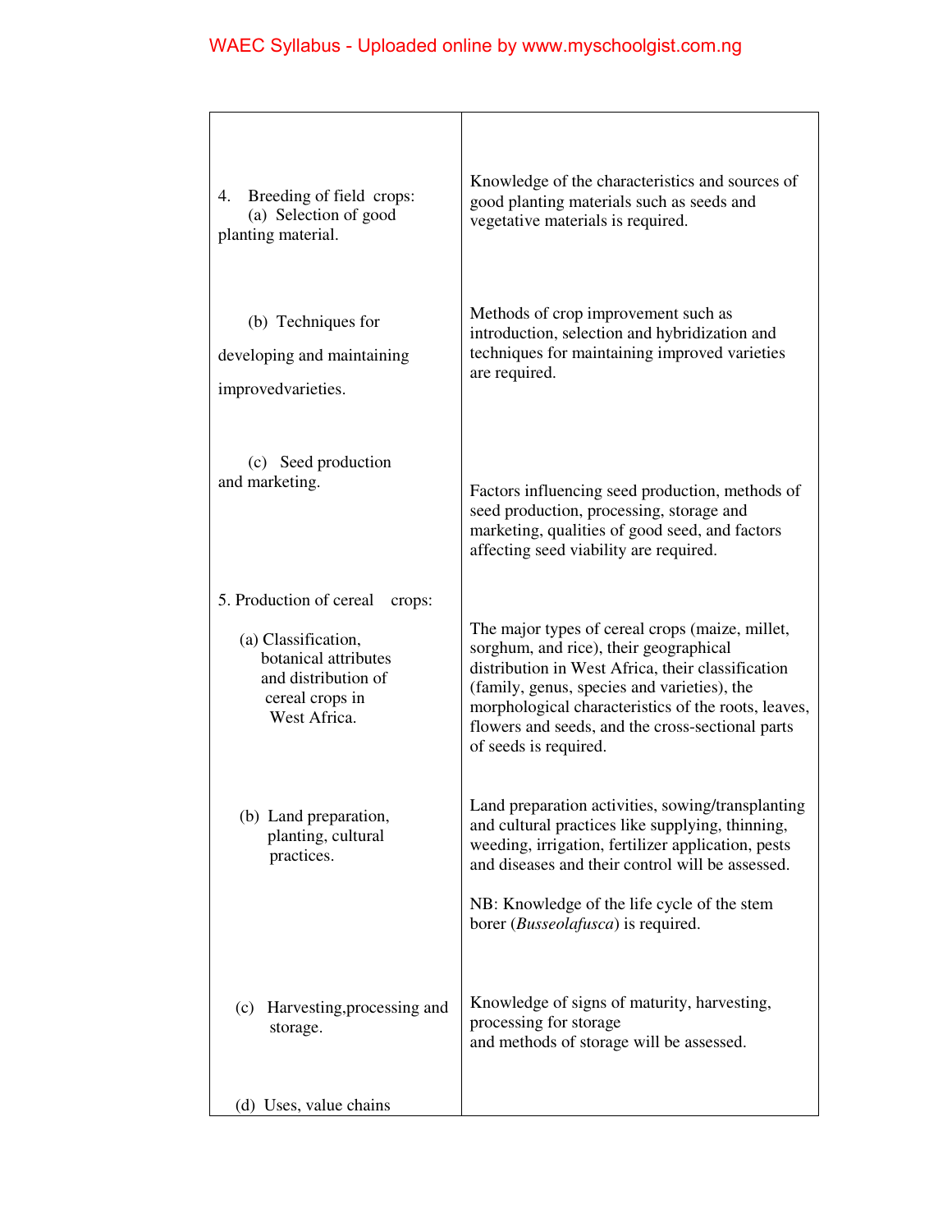| | |
|---|---|
| 4. Breeding of field crops:<br>(a) Selection of good planting material. | Knowledge of the characteristics and sources of good planting materials such as seeds and vegetative materials is required. |
| (b) Techniques for developing and maintaining improvedvarieties. | Methods of crop improvement such as introduction, selection and hybridization and techniques for maintaining improved varieties are required. |
| (c) Seed production and marketing. | Factors influencing seed production, methods of seed production, processing, storage and marketing, qualities of good seed, and factors affecting seed viability are required. |
| 5. Production of cereal crops:<br>(a) Classification, botanical attributes and distribution of cereal crops in West Africa. | The major types of cereal crops (maize, millet, sorghum, and rice), their geographical distribution in West Africa, their classification (family, genus, species and varieties), the morphological characteristics of the roots, leaves, flowers and seeds, and the cross-sectional parts of seeds is required. |
| (b) Land preparation, planting, cultural practices. | Land preparation activities, sowing/transplanting and cultural practices like supplying, thinning, weeding, irrigation, fertilizer application, pests and diseases and their control will be assessed.<br><br>NB: Knowledge of the life cycle of the stem borer (*Busseolafusca*) is required. |
| (c) Harvesting,processing and storage. | Knowledge of signs of maturity, harvesting, processing for storage and methods of storage will be assessed. |
| (d) Uses, value chains | |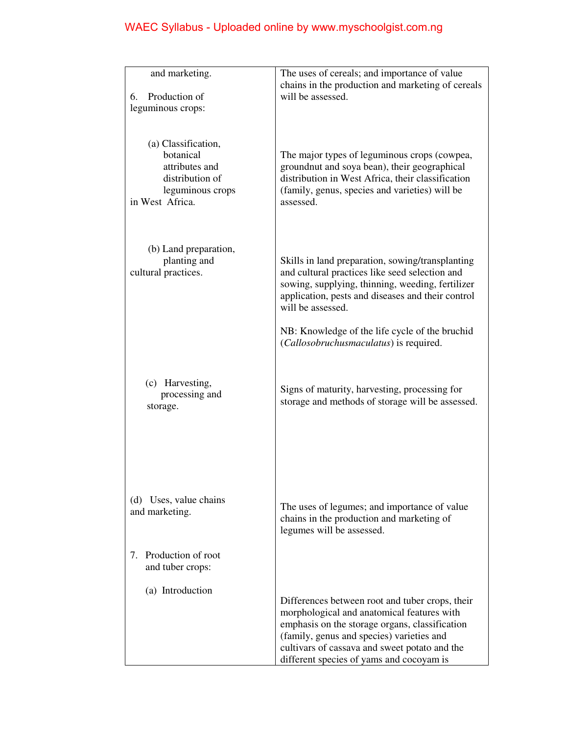| | |
|---|---|
| and marketing. | The uses of cereals; and importance of value chains in the production and marketing of cereals will be assessed. |
| 6. Production of leguminous crops: | |
| (a) Classification, botanical attributes and distribution of leguminous crops in West Africa. | The major types of leguminous crops (cowpea, groundnut and soya bean), their geographical distribution in West Africa, their classification (family, genus, species and varieties) will be assessed. |
| (b) Land preparation, planting and cultural practices. | Skills in land preparation, sowing/transplanting and cultural practices like seed selection and sowing, supplying, thinning, weeding, fertilizer application, pests and diseases and their control will be assessed.<br><br>NB: Knowledge of the life cycle of the bruchid (*Callosobruchusmaculatus*) is required. |
| (c) Harvesting, processing and storage. | Signs of maturity, harvesting, processing for storage and methods of storage will be assessed. |
| (d) Uses, value chains and marketing. | The uses of legumes; and importance of value chains in the production and marketing of legumes will be assessed. |
| 7. Production of root and tuber crops: | |
| (a) Introduction | Differences between root and tuber crops, their morphological and anatomical features with emphasis on the storage organs, classification (family, genus and species) varieties and cultivars of cassava and sweet potato and the different species of yams and cocoyam is |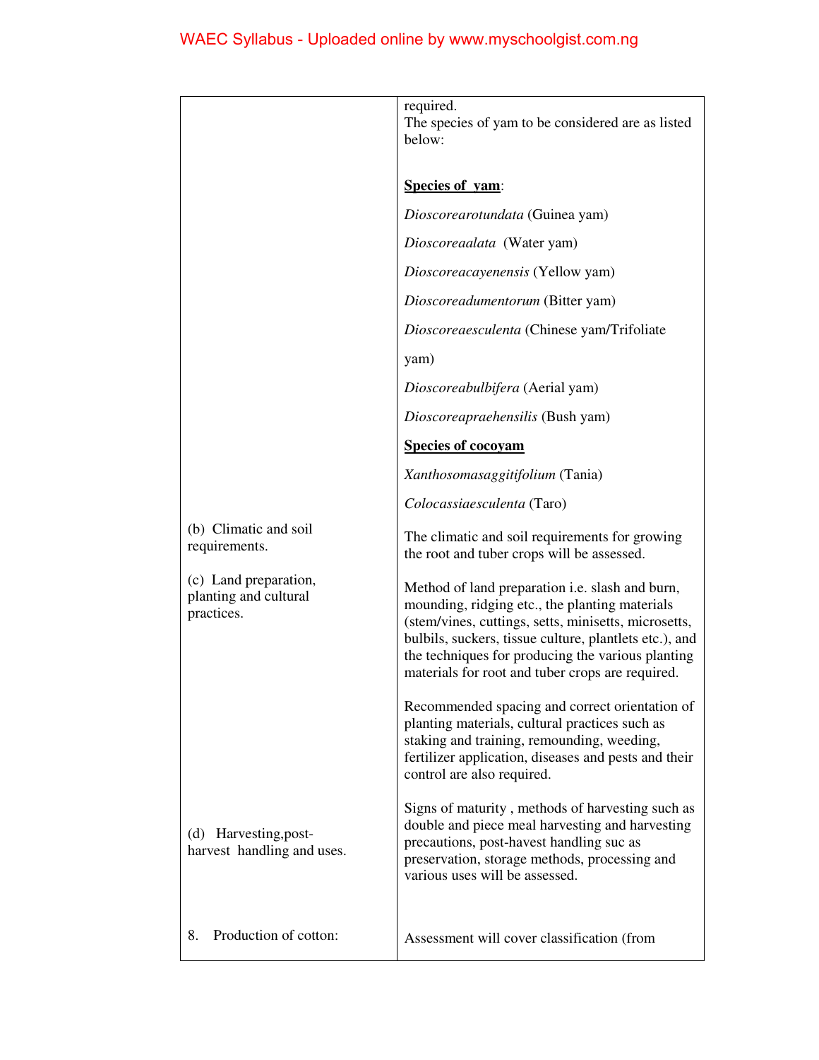| | |
|---|---|
| | required.<br>The species of yam to be considered are as listed below:<br><br>**Species of yam**:<br><br>*Dioscorearotundata* (Guinea yam)<br><br>*Dioscoreaalata* (Water yam)<br><br>*Dioscoreacayenensis* (Yellow yam)<br><br>*Dioscoreadumentorum* (Bitter yam)<br><br>*Dioscoreaesculenta* (Chinese yam/Trifoliate yam)<br><br>*Dioscoreabulbifera* (Aerial yam)<br><br>*Dioscoreapraehensilis* (Bush yam)<br><br>**Species of cocoyam**<br><br>*Xanthosomasaggitifolium* (Tania)<br><br>*Colocassiaesculenta* (Taro) |
| (b) Climatic and soil requirements. | The climatic and soil requirements for growing the root and tuber crops will be assessed. |
| (c) Land preparation, planting and cultural practices. | Method of land preparation i.e. slash and burn, mounding, ridging etc., the planting materials (stem/vines, cuttings, setts, minisetts, microsetts, bulbils, suckers, tissue culture, plantlets etc.), and the techniques for producing the various planting materials for root and tuber crops are required.<br><br>Recommended spacing and correct orientation of planting materials, cultural practices such as staking and training, remounding, weeding, fertilizer application, diseases and pests and their control are also required. |
| (d) Harvesting,post-harvest handling and uses. | Signs of maturity , methods of harvesting such as double and piece meal harvesting and harvesting precautions, post-havest handling suc as preservation, storage methods, processing and various uses will be assessed. |
| 8. Production of cotton: | Assessment will cover classification (from |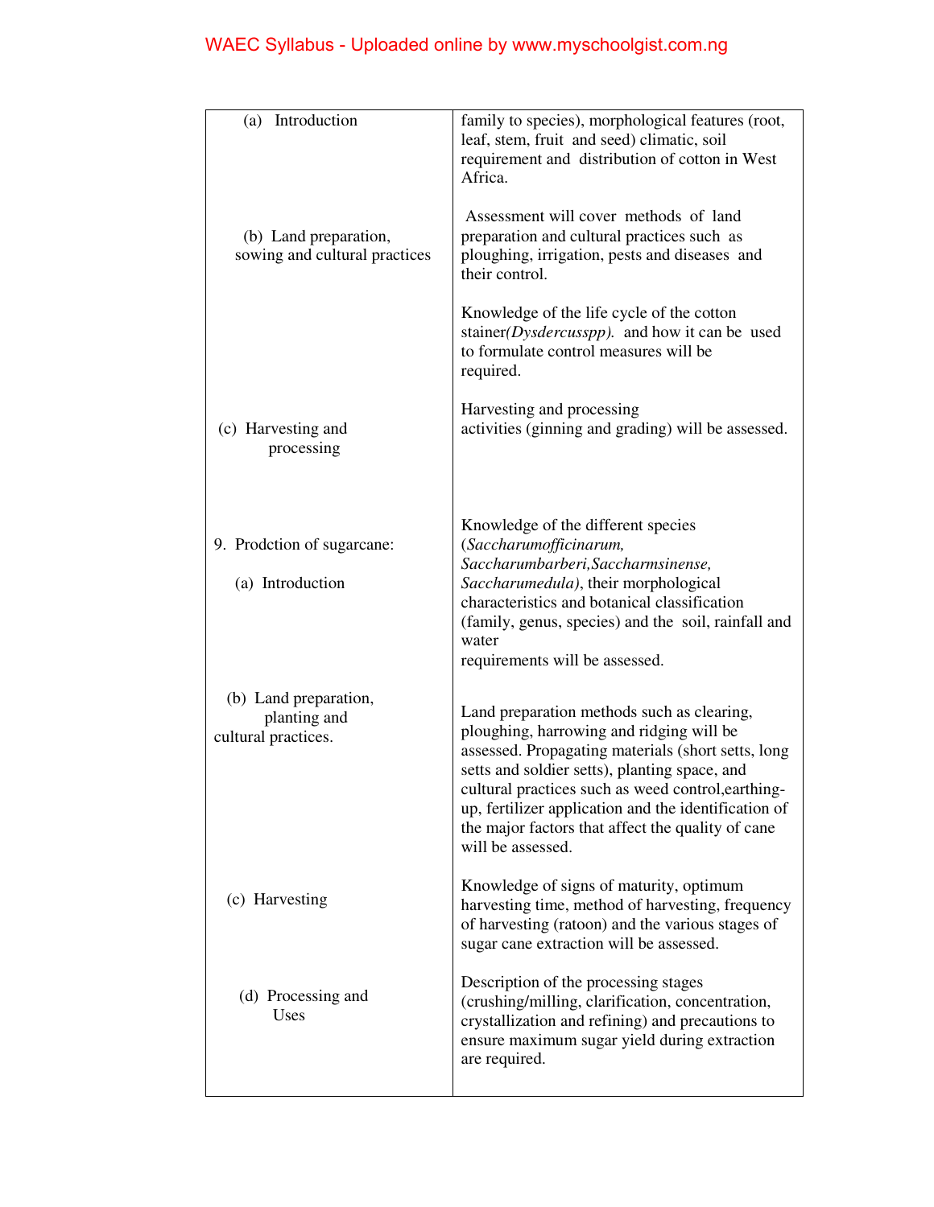| | |
|---|---|
| (a) Introduction | family to species), morphological features (root, leaf, stem, fruit and seed) climatic, soil requirement and distribution of cotton in West Africa. |
| (b) Land preparation, sowing and cultural practices | Assessment will cover methods of land preparation and cultural practices such as ploughing, irrigation, pests and diseases and their control.<br><br>Knowledge of the life cycle of the cotton stainer*(Dysdercusspp).* and how it can be used to formulate control measures will be required. |
| (c) Harvesting and processing | Harvesting and processing activities (ginning and grading) will be assessed. |
| 9. Prodction of sugarcane:<br><br>(a) Introduction | Knowledge of the different species (*Saccharumofficinarum, Saccharumbarberi,Saccharmsinense, Saccharumedula)*, their morphological characteristics and botanical classification (family, genus, species) and the soil, rainfall and water requirements will be assessed. |
| (b) Land preparation, planting and cultural practices. | Land preparation methods such as clearing, ploughing, harrowing and ridging will be assessed. Propagating materials (short setts, long setts and soldier setts), planting space, and cultural practices such as weed control,earthing-up, fertilizer application and the identification of the major factors that affect the quality of cane will be assessed. |
| (c) Harvesting | Knowledge of signs of maturity, optimum harvesting time, method of harvesting, frequency of harvesting (ratoon) and the various stages of sugar cane extraction will be assessed. |
| (d) Processing and Uses | Description of the processing stages (crushing/milling, clarification, concentration, crystallization and refining) and precautions to ensure maximum sugar yield during extraction are required. |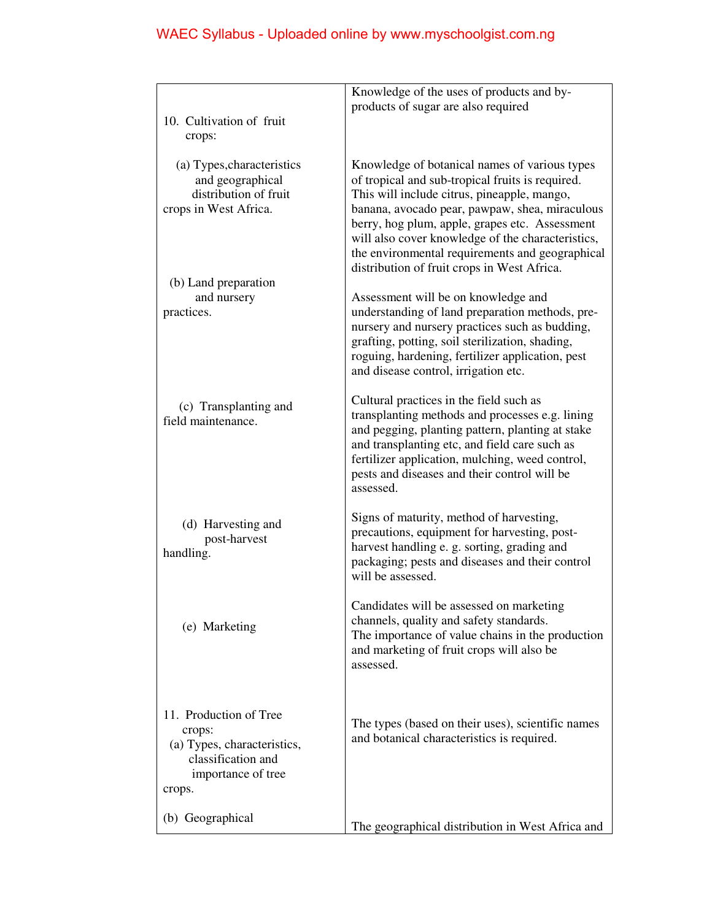| | |
|---|---|
| | Knowledge of the uses of products and by-products of sugar are also required |
| 10. Cultivation of fruit crops: | |
| (a) Types,characteristics and geographical distribution of fruit crops in West Africa. | Knowledge of botanical names of various types of tropical and sub-tropical fruits is required. This will include citrus, pineapple, mango, banana, avocado pear, pawpaw, shea, miraculous berry, hog plum, apple, grapes etc. Assessment will also cover knowledge of the characteristics, the environmental requirements and geographical distribution of fruit crops in West Africa. |
| (b) Land preparation and nursery practices. | Assessment will be on knowledge and understanding of land preparation methods, pre-nursery and nursery practices such as budding, grafting, potting, soil sterilization, shading, roguing, hardening, fertilizer application, pest and disease control, irrigation etc. |
| (c) Transplanting and field maintenance. | Cultural practices in the field such as transplanting methods and processes e.g. lining and pegging, planting pattern, planting at stake and transplanting etc, and field care such as fertilizer application, mulching, weed control, pests and diseases and their control will be assessed. |
| (d) Harvesting and post-harvest handling. | Signs of maturity, method of harvesting, precautions, equipment for harvesting, post-harvest handling e. g. sorting, grading and packaging; pests and diseases and their control will be assessed. |
| (e) Marketing | Candidates will be assessed on marketing channels, quality and safety standards. The importance of value chains in the production and marketing of fruit crops will also be assessed. |
| 11. Production of Tree crops: (a) Types, characteristics, classification and importance of tree crops. | The types (based on their uses), scientific names and botanical characteristics is required. |
| (b) Geographical | The geographical distribution in West Africa and |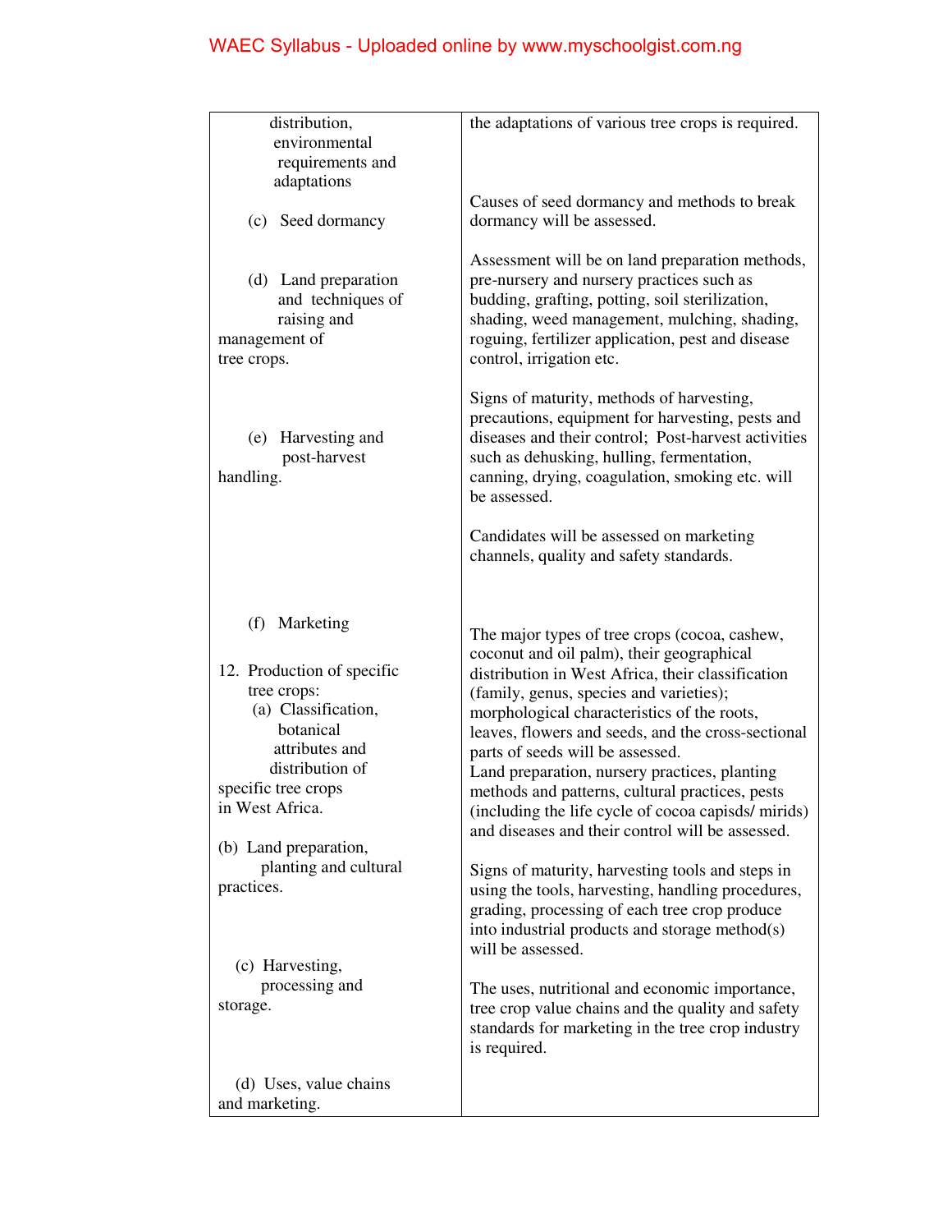| | |
|---|---|
| distribution, environmental requirements and adaptations | the adaptations of various tree crops is required. |
| (c) Seed dormancy | Causes of seed dormancy and methods to break dormancy will be assessed. |
| (d) Land preparation and techniques of raising and management of tree crops. | Assessment will be on land preparation methods, pre-nursery and nursery practices such as budding, grafting, potting, soil sterilization, shading, weed management, mulching, shading, roguing, fertilizer application, pest and disease control, irrigation etc. |
| (e) Harvesting and post-harvest handling. | Signs of maturity, methods of harvesting, precautions, equipment for harvesting, pests and diseases and their control; Post-harvest activities such as dehusking, hulling, fermentation, canning, drying, coagulation, smoking etc. will be assessed. |
| (f) Marketing | Candidates will be assessed on marketing channels, quality and safety standards. |
| 12. Production of specific tree crops:<br>(a) Classification, botanical attributes and distribution of specific tree crops in West Africa. | The major types of tree crops (cocoa, cashew, coconut and oil palm), their geographical distribution in West Africa, their classification (family, genus, species and varieties); morphological characteristics of the roots, leaves, flowers and seeds, and the cross-sectional parts of seeds will be assessed. |
| (b) Land preparation, planting and cultural practices. | Land preparation, nursery practices, planting methods and patterns, cultural practices, pests (including the life cycle of cocoa capisds/ mirids) and diseases and their control will be assessed. |
| (c) Harvesting, processing and storage. | Signs of maturity, harvesting tools and steps in using the tools, harvesting, handling procedures, grading, processing of each tree crop produce into industrial products and storage method(s) will be assessed. |
| (d) Uses, value chains and marketing. | The uses, nutritional and economic importance, tree crop value chains and the quality and safety standards for marketing in the tree crop industry is required. |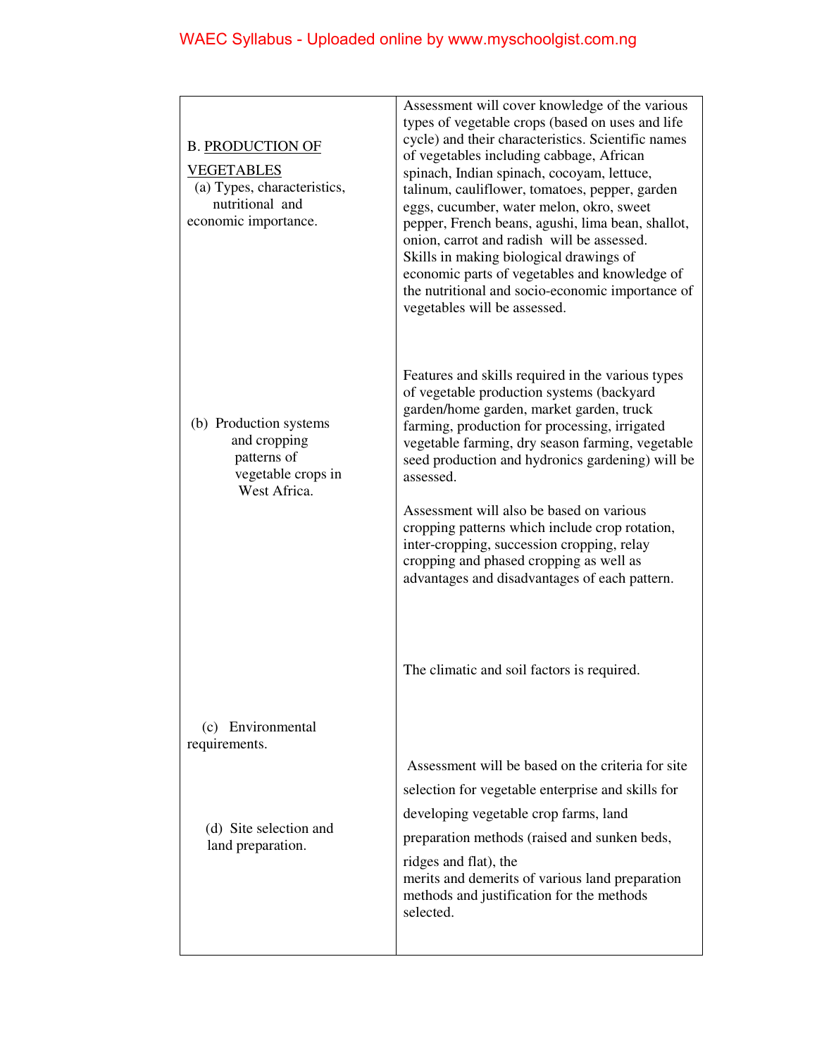| | |
|---|---|
| B. <u>PRODUCTION OF VEGETABLES</u><br>(a) Types, characteristics, nutritional and economic importance. | Assessment will cover knowledge of the various types of vegetable crops (based on uses and life cycle) and their characteristics. Scientific names of vegetables including cabbage, African spinach, Indian spinach, cocoyam, lettuce, talinum, cauliflower, tomatoes, pepper, garden eggs, cucumber, water melon, okro, sweet pepper, French beans, agushi, lima bean, shallot, onion, carrot and radish will be assessed.<br>Skills in making biological drawings of economic parts of vegetables and knowledge of the nutritional and socio-economic importance of vegetables will be assessed. |
| (b) Production systems and cropping patterns of vegetable crops in West Africa. | Features and skills required in the various types of vegetable production systems (backyard garden/home garden, market garden, truck farming, production for processing, irrigated vegetable farming, dry season farming, vegetable seed production and hydronics gardening) will be assessed.<br><br>Assessment will also be based on various cropping patterns which include crop rotation, inter-cropping, succession cropping, relay cropping and phased cropping as well as advantages and disadvantages of each pattern. |
| (c) Environmental requirements. | The climatic and soil factors is required. |
| (d) Site selection and land preparation. | Assessment will be based on the criteria for site selection for vegetable enterprise and skills for developing vegetable crop farms, land preparation methods (raised and sunken beds, ridges and flat), the merits and demerits of various land preparation methods and justification for the methods selected. |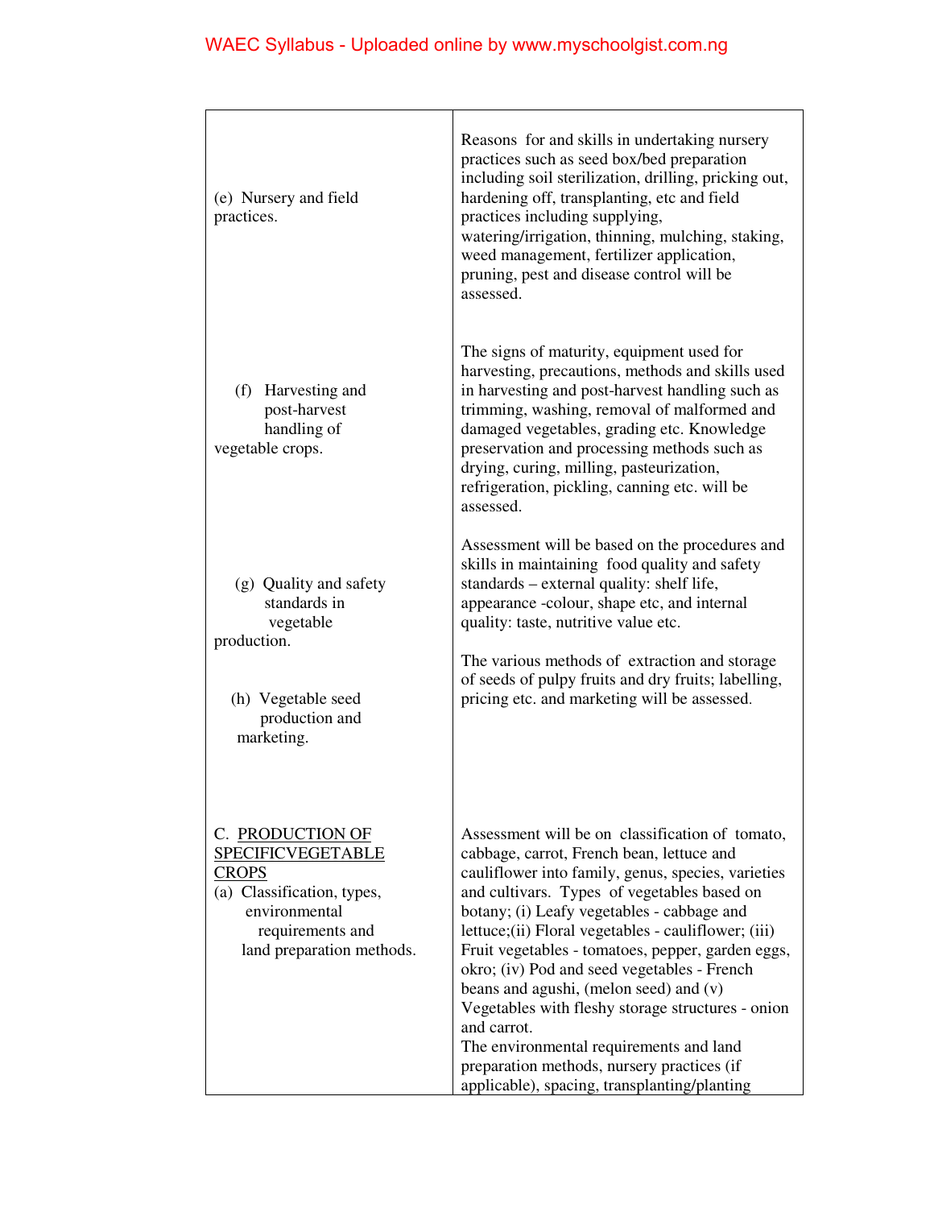| | |
|---|---|
| (e) Nursery and field practices. | Reasons for and skills in undertaking nursery practices such as seed box/bed preparation including soil sterilization, drilling, pricking out, hardening off, transplanting, etc and field practices including supplying, watering/irrigation, thinning, mulching, staking, weed management, fertilizer application, pruning, pest and disease control will be assessed. |
| (f) Harvesting and post-harvest handling of vegetable crops. | The signs of maturity, equipment used for harvesting, precautions, methods and skills used in harvesting and post-harvest handling such as trimming, washing, removal of malformed and damaged vegetables, grading etc. Knowledge preservation and processing methods such as drying, curing, milling, pasteurization, refrigeration, pickling, canning etc. will be assessed. |
| (g) Quality and safety standards in vegetable production. | Assessment will be based on the procedures and skills in maintaining food quality and safety standards – external quality: shelf life, appearance -colour, shape etc, and internal quality: taste, nutritive value etc. |
| (h) Vegetable seed production and marketing. | The various methods of extraction and storage of seeds of pulpy fruits and dry fruits; labelling, pricing etc. and marketing will be assessed. |
| C. <u>PRODUCTION OF SPECIFICVEGETABLE CROPS</u><br>(a) Classification, types, environmental requirements and land preparation methods. | Assessment will be on classification of tomato, cabbage, carrot, French bean, lettuce and cauliflower into family, genus, species, varieties and cultivars. Types of vegetables based on botany; (i) Leafy vegetables - cabbage and lettuce;(ii) Floral vegetables - cauliflower; (iii) Fruit vegetables - tomatoes, pepper, garden eggs, okro; (iv) Pod and seed vegetables - French beans and agushi, (melon seed) and (v) Vegetables with fleshy storage structures - onion and carrot.<br>The environmental requirements and land preparation methods, nursery practices (if applicable), spacing, transplanting/planting |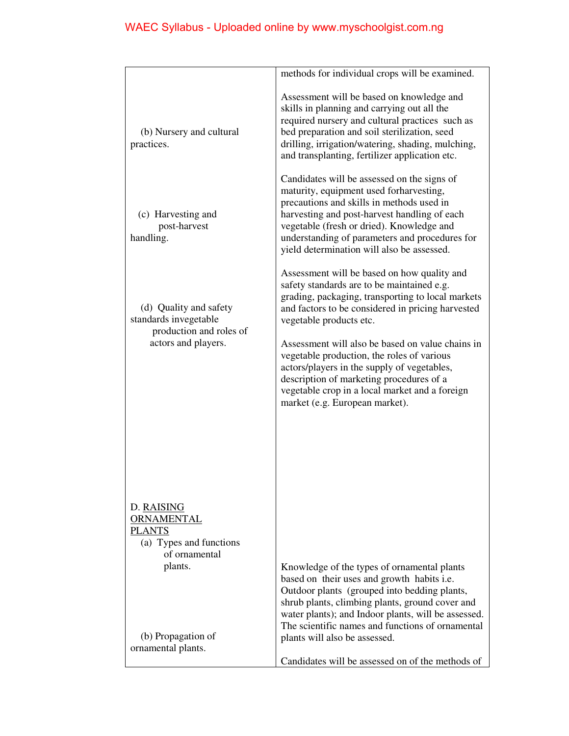| | |
|---|---|
| | methods for individual crops will be examined. |
| (b) Nursery and cultural practices. | Assessment will be based on knowledge and skills in planning and carrying out all the required nursery and cultural practices such as bed preparation and soil sterilization, seed drilling, irrigation/watering, shading, mulching, and transplanting, fertilizer application etc. |
| (c) Harvesting and post-harvest handling. | Candidates will be assessed on the signs of maturity, equipment used forharvesting, precautions and skills in methods used in harvesting and post-harvest handling of each vegetable (fresh or dried). Knowledge and understanding of parameters and procedures for yield determination will also be assessed. |
| (d) Quality and safety standards invegetable production and roles of actors and players. | Assessment will be based on how quality and safety standards are to be maintained e.g. grading, packaging, transporting to local markets and factors to be considered in pricing harvested vegetable products etc.<br><br>Assessment will also be based on value chains in vegetable production, the roles of various actors/players in the supply of vegetables, description of marketing procedures of a vegetable crop in a local market and a foreign market (e.g. European market). |
| D. <u>RAISING ORNAMENTAL PLANTS</u><br>(a) Types and functions of ornamental plants. | Knowledge of the types of ornamental plants based on their uses and growth habits i.e. Outdoor plants (grouped into bedding plants, shrub plants, climbing plants, ground cover and water plants); and Indoor plants, will be assessed. The scientific names and functions of ornamental plants will also be assessed. |
| (b) Propagation of ornamental plants. | Candidates will be assessed on of the methods of |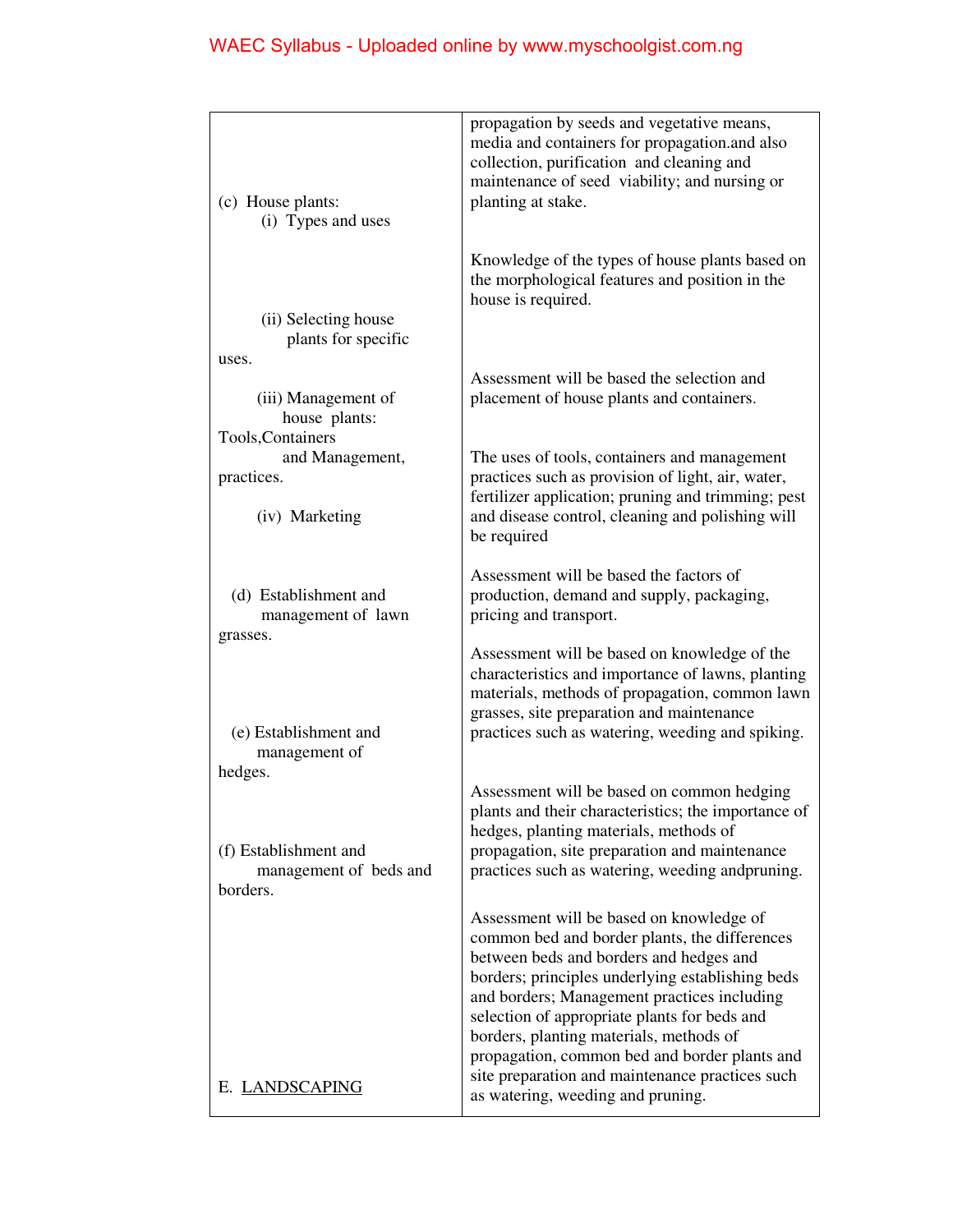| | |
|---|---|
| | propagation by seeds and vegetative means, media and containers for propagation.and also collection, purification and cleaning and maintenance of seed viability; and nursing or planting at stake. |
| (c) House plants:<br>(i) Types and uses | Knowledge of the types of house plants based on the morphological features and position in the house is required. |
| (ii) Selecting house plants for specific uses. | Assessment will be based the selection and placement of house plants and containers. |
| (iii) Management of house plants: Tools,Containers and Management, practices. | The uses of tools, containers and management practices such as provision of light, air, water, fertilizer application; pruning and trimming; pest and disease control, cleaning and polishing will be required |
| (iv) Marketing | Assessment will be based the factors of production, demand and supply, packaging, pricing and transport. |
| (d) Establishment and management of lawn grasses. | Assessment will be based on knowledge of the characteristics and importance of lawns, planting materials, methods of propagation, common lawn grasses, site preparation and maintenance practices such as watering, weeding and spiking. |
| (e) Establishment and management of hedges. | Assessment will be based on common hedging plants and their characteristics; the importance of hedges, planting materials, methods of propagation, site preparation and maintenance practices such as watering, weeding andpruning. |
| (f) Establishment and management of beds and borders. | Assessment will be based on knowledge of common bed and border plants, the differences between beds and borders and hedges and borders; principles underlying establishing beds and borders; Management practices including selection of appropriate plants for beds and borders, planting materials, methods of propagation, common bed and border plants and site preparation and maintenance practices such as watering, weeding and pruning. |
| E. LANDSCAPING | |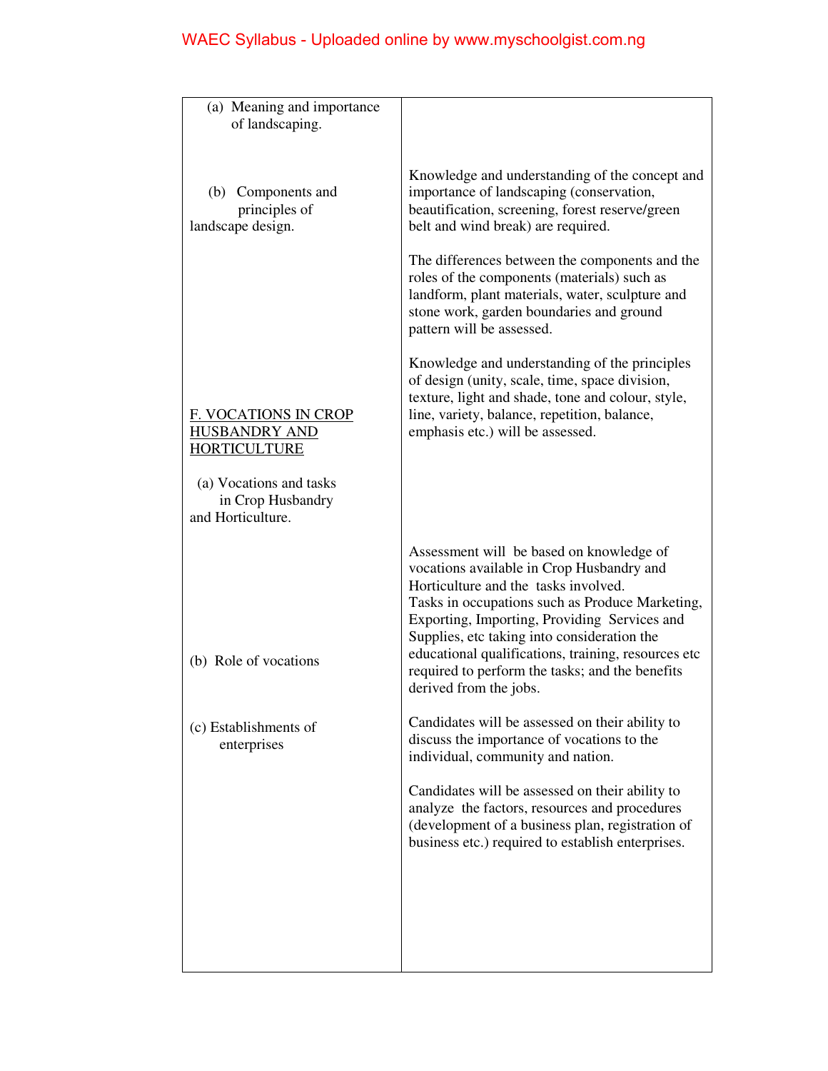| | |
|---|---|
| (a) Meaning and importance of landscaping. | Knowledge and understanding of the concept and importance of landscaping (conservation, beautification, screening, forest reserve/green belt and wind break) are required. |
| (b) Components and principles of landscape design. | The differences between the components and the roles of the components (materials) such as landform, plant materials, water, sculpture and stone work, garden boundaries and ground pattern will be assessed.<br><br>Knowledge and understanding of the principles of design (unity, scale, time, space division, texture, light and shade, tone and colour, style, line, variety, balance, repetition, balance, emphasis etc.) will be assessed. |
| <u>F. VOCATIONS IN CROP HUSBANDRY AND HORTICULTURE</u> | |
| (a) Vocations and tasks in Crop Husbandry and Horticulture. | Assessment will be based on knowledge of vocations available in Crop Husbandry and Horticulture and the tasks involved.<br>Tasks in occupations such as Produce Marketing, Exporting, Importing, Providing Services and Supplies, etc taking into consideration the educational qualifications, training, resources etc required to perform the tasks; and the benefits derived from the jobs. |
| (b) Role of vocations | Candidates will be assessed on their ability to discuss the importance of vocations to the individual, community and nation. |
| (c) Establishments of enterprises | Candidates will be assessed on their ability to analyze the factors, resources and procedures (development of a business plan, registration of business etc.) required to establish enterprises. |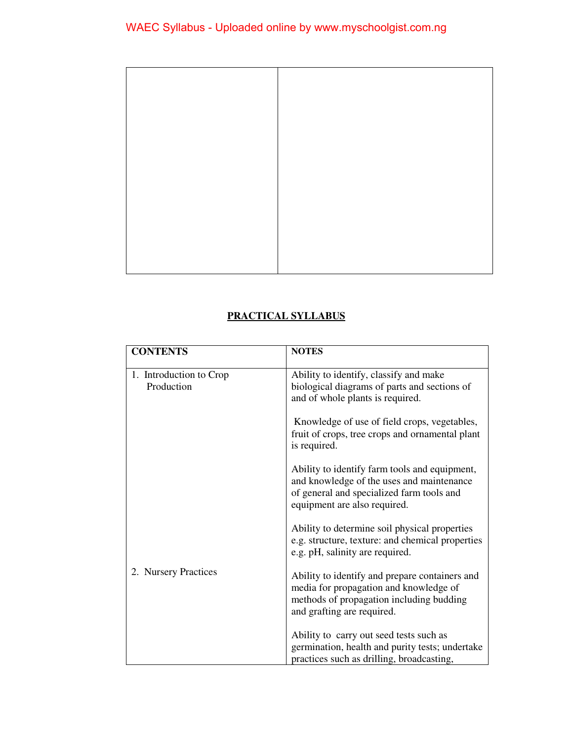## PRACTICAL SYLLABUS

| CONTENTS | NOTES |
|---|---|
| 1. Introduction to Crop Production | Ability to identify, classify and make biological diagrams of parts and sections of and of whole plants is required.<br><br>Knowledge of use of field crops, vegetables, fruit of crops, tree crops and ornamental plant is required.<br><br>Ability to identify farm tools and equipment, and knowledge of the uses and maintenance of general and specialized farm tools and equipment are also required.<br><br>Ability to determine soil physical properties e.g. structure, texture: and chemical properties e.g. pH, salinity are required. |
| 2. Nursery Practices | Ability to identify and prepare containers and media for propagation and knowledge of methods of propagation including budding and grafting are required.<br><br>Ability to carry out seed tests such as germination, health and purity tests; undertake practices such as drilling, broadcasting, |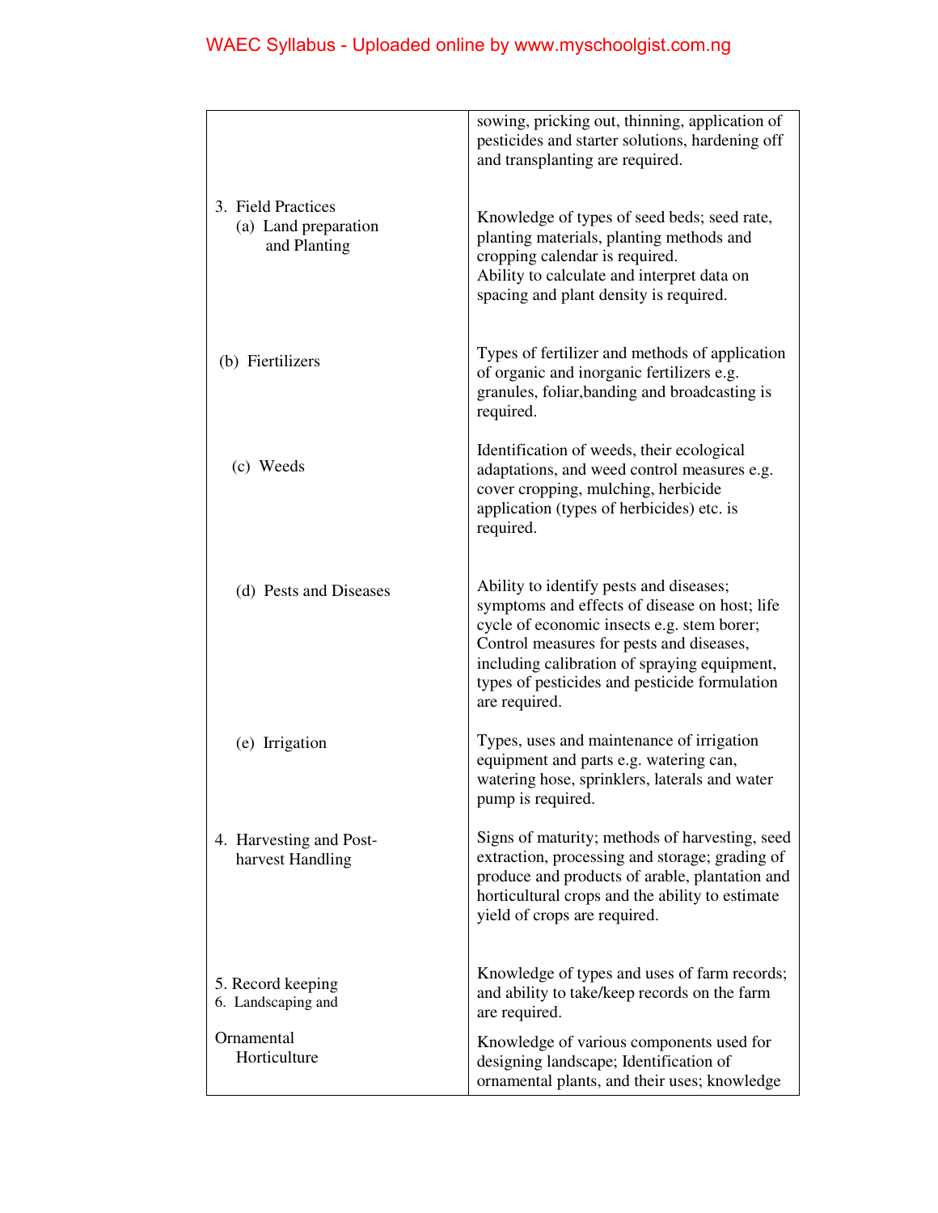| | |
|---|---|
| | sowing, pricking out, thinning, application of pesticides and starter solutions, hardening off and transplanting are required. |
| 3. Field Practices<br>(a) Land preparation and Planting | Knowledge of types of seed beds; seed rate, planting materials, planting methods and cropping calendar is required.<br>Ability to calculate and interpret data on spacing and plant density is required. |
| (b) Fiertilizers | Types of fertilizer and methods of application of organic and inorganic fertilizers e.g. granules, foliar,banding and broadcasting is required. |
| (c) Weeds | Identification of weeds, their ecological adaptations, and weed control measures e.g. cover cropping, mulching, herbicide application (types of herbicides) etc. is required. |
| (d) Pests and Diseases | Ability to identify pests and diseases; symptoms and effects of disease on host; life cycle of economic insects e.g. stem borer; Control measures for pests and diseases, including calibration of spraying equipment, types of pesticides and pesticide formulation are required. |
| (e) Irrigation | Types, uses and maintenance of irrigation equipment and parts e.g. watering can, watering hose, sprinklers, laterals and water pump is required. |
| 4. Harvesting and Post-harvest Handling | Signs of maturity; methods of harvesting, seed extraction, processing and storage; grading of produce and products of arable, plantation and horticultural crops and the ability to estimate yield of crops are required. |
| 5. Record keeping | Knowledge of types and uses of farm records; and ability to take/keep records on the farm are required. |
| 6. Landscaping and Ornamental Horticulture | Knowledge of various components used for designing landscape; Identification of ornamental plants, and their uses; knowledge |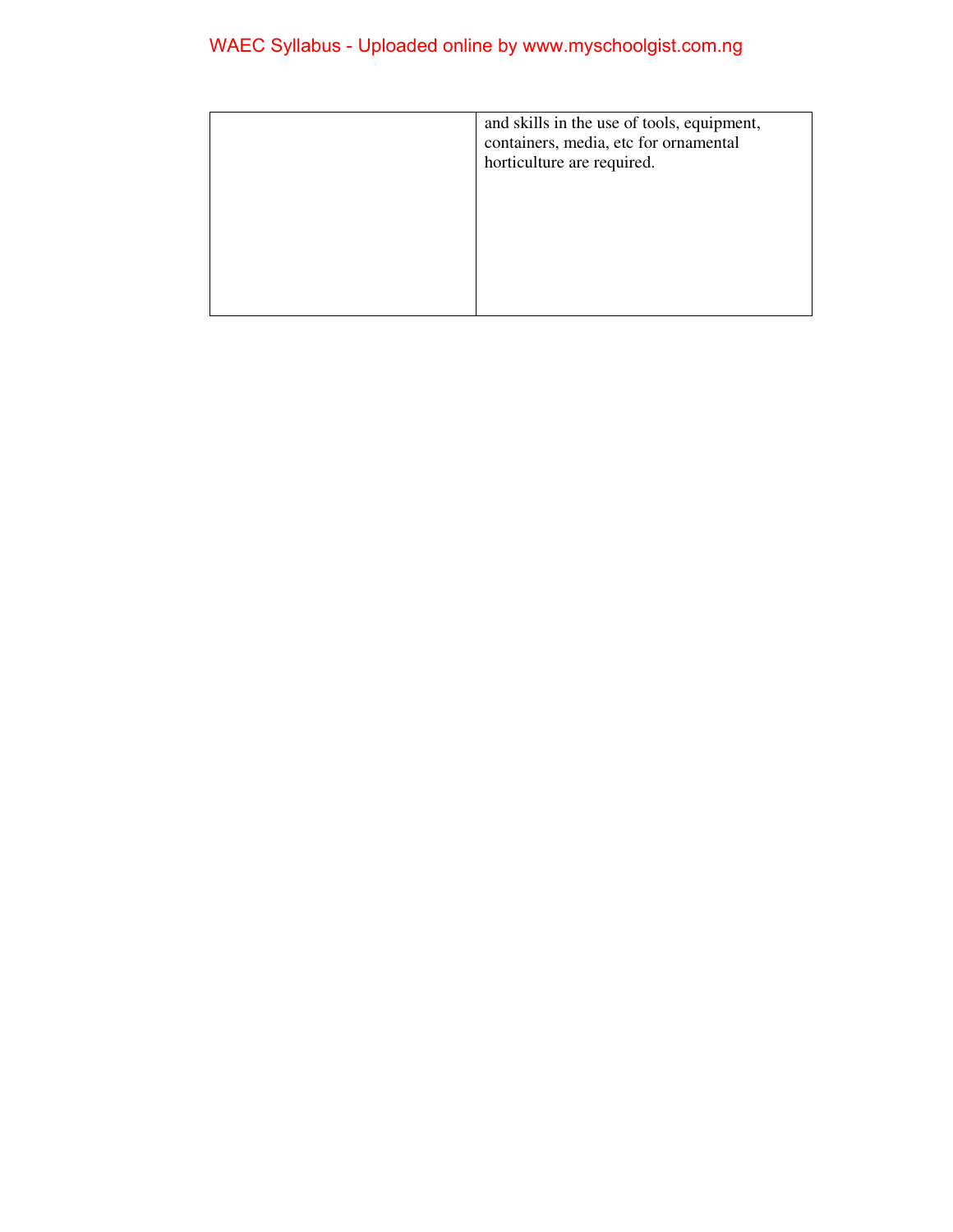| | |
|---|---|
| | and skills in the use of tools, equipment, containers, media, etc for ornamental horticulture are required. |